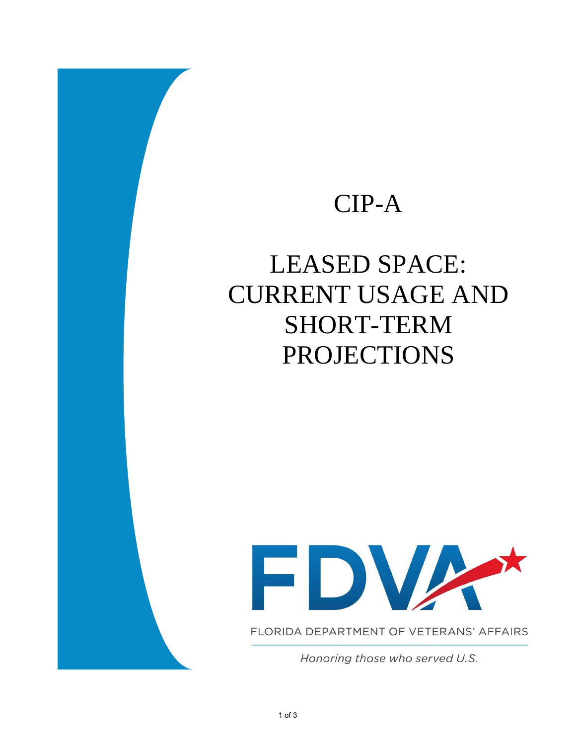# CIP-A

# LEASED SPACE: CURRENT USAGE AND SHORT-TERM PROJECTIONS

FDVA

FLORIDA DEPARTMENT OF VETERANS' AFFAIRS

*Honoring those who served U.S.*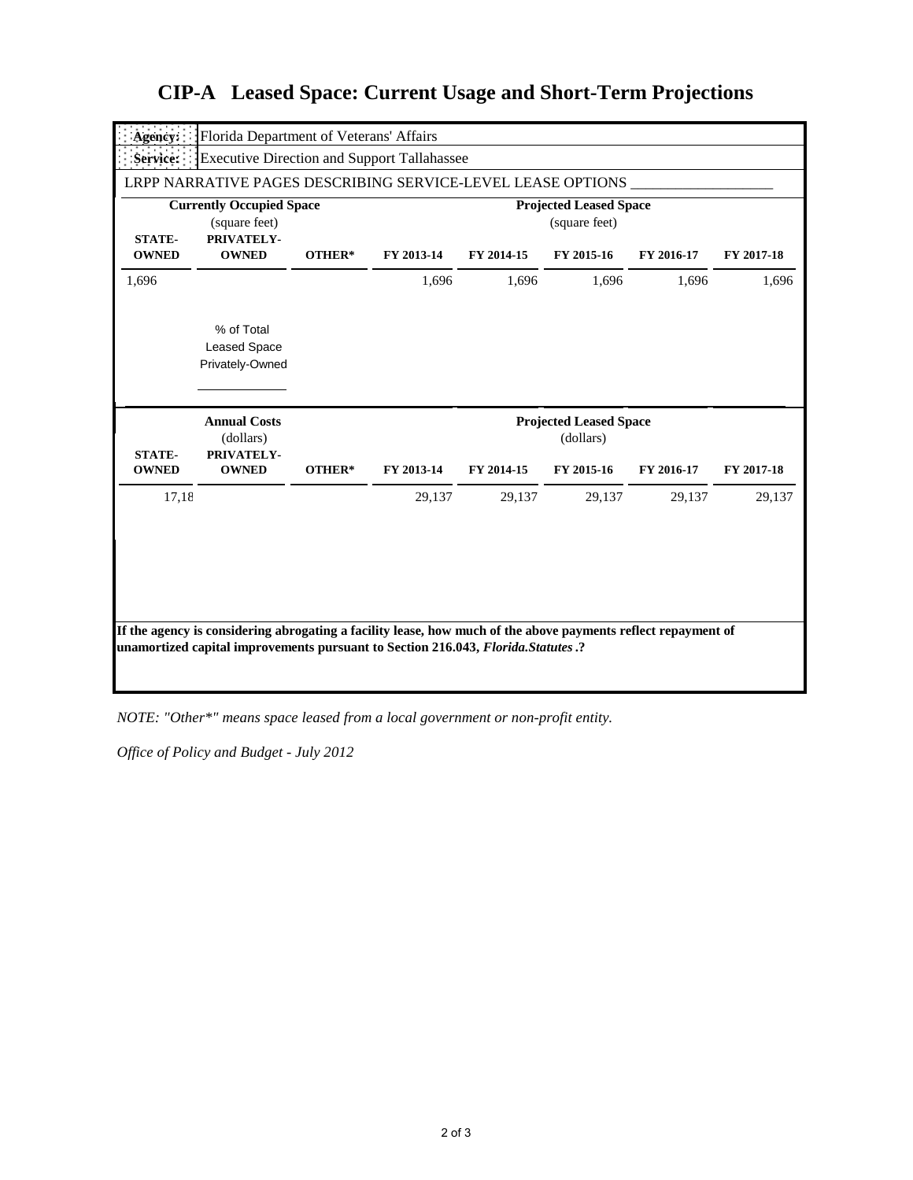# CIP-A Leased Space: Current Usage and Short-Term Projections

**Agency:** Florida Department of Veterans' Affairs

**Service:** Executive Direction and Support Tallahassee

LRPP NARRATIVE PAGES DESCRIBING SERVICE-LEVEL LEASE OPTIONS ___________________

| Currently Occupied Space (square feet) | | | Projected Leased Space (square feet) | | | | |
|---|---|---|---|---|---|---|---|
| **STATE-OWNED** | **PRIVATELY-OWNED** | **OTHER*** | **FY 2013-14** | **FY 2014-15** | **FY 2015-16** | **FY 2016-17** | **FY 2017-18** |
| 1,696 | | | 1,696 | 1,696 | 1,696 | 1,696 | 1,696 |

% of Total Leased Space Privately-Owned

____________

| Annual Costs (dollars) | | | Projected Leased Space (dollars) | | | | |
|---|---|---|---|---|---|---|---|
| **STATE-OWNED** | **PRIVATELY-OWNED** | **OTHER*** | **FY 2013-14** | **FY 2014-15** | **FY 2015-16** | **FY 2016-17** | **FY 2017-18** |
| 17,18 | | | 29,137 | 29,137 | 29,137 | 29,137 | 29,137 |

**If the agency is considering abrogating a facility lease, how much of the above payments reflect repayment of unamortized capital improvements pursuant to Section 216.043, *Florida.Statutes*.?**

*NOTE: "Other*" means space leased from a local government or non-profit entity.*

*Office of Policy and Budget - July 2012*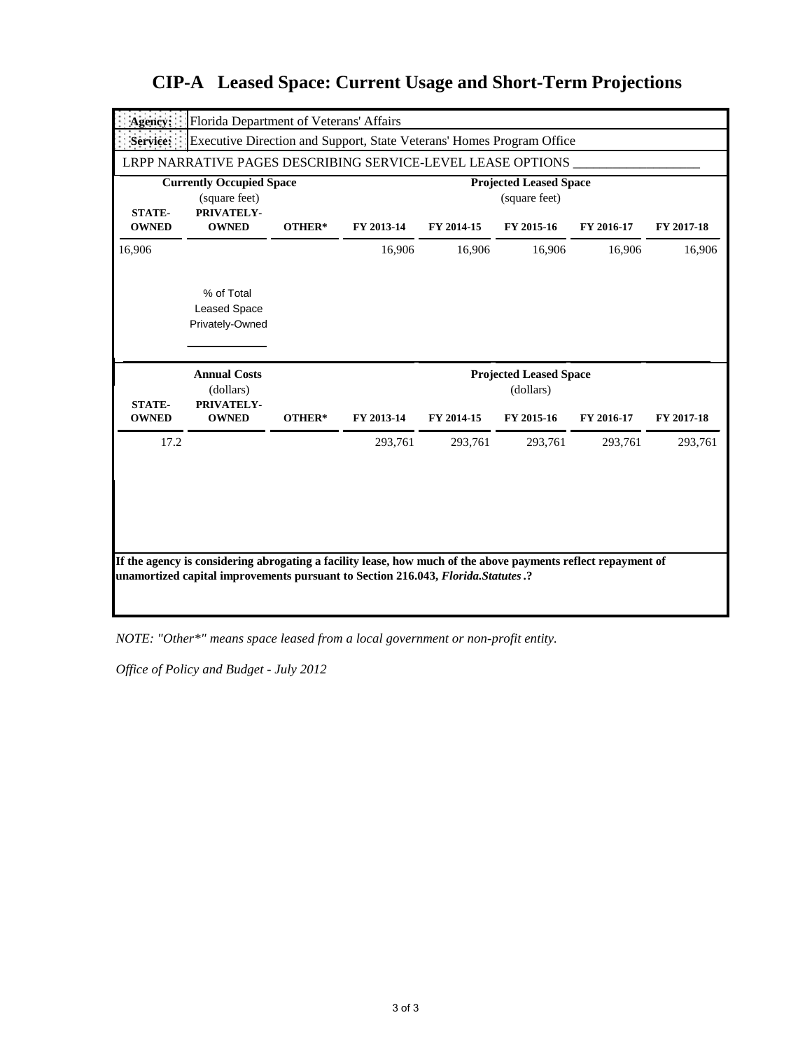# CIP-A Leased Space: Current Usage and Short-Term Projections

| | |
|---|---|
| **Agency:** | Florida Department of Veterans' Affairs |
| **Service:** | Executive Direction and Support, State Veterans' Homes Program Office |

LRPP NARRATIVE PAGES DESCRIBING SERVICE-LEVEL LEASE OPTIONS ___________________

| **Currently Occupied Space** (square feet) | | | **Projected Leased Space** (square feet) | | | | |
|---|---|---|---|---|---|---|---|
| **STATE-OWNED** | **PRIVATELY-OWNED** | **OTHER*** | **FY 2013-14** | **FY 2014-15** | **FY 2015-16** | **FY 2016-17** | **FY 2017-18** |
| 16,906 | | | 16,906 | 16,906 | 16,906 | 16,906 | 16,906 |
| | % of Total Leased Space Privately-Owned | | | | | | |

| **Annual Costs** (dollars) | | | **Projected Leased Space** (dollars) | | | | |
|---|---|---|---|---|---|---|---|
| **STATE-OWNED** | **PRIVATELY-OWNED** | **OTHER*** | **FY 2013-14** | **FY 2014-15** | **FY 2015-16** | **FY 2016-17** | **FY 2017-18** |
| 17.2 | | | 293,761 | 293,761 | 293,761 | 293,761 | 293,761 |

**If the agency is considering abrogating a facility lease, how much of the above payments reflect repayment of unamortized capital improvements pursuant to Section 216.043, *Florida.Statutes*.?**

*NOTE: "Other*" means space leased from a local government or non-profit entity.*

*Office of Policy and Budget - July 2012*